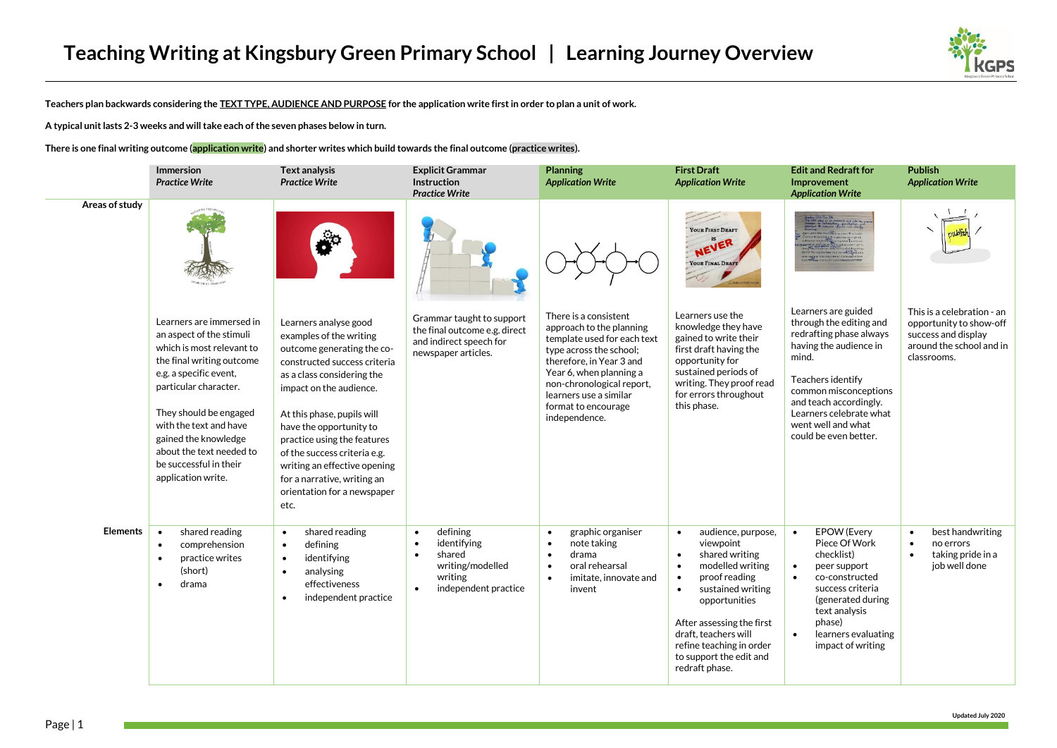# Teaching Writing at Kingsbury Green Primary School | Learning Journey Overview

**Teachers plan backwards considering the TEXT TYPE, AUDIENCE AND PURPOSE for the application write first in order to plan a unit of work.**

**A typical unit lasts 2-3 weeks and will take each of the seven phases below in turn.**

**There is one final writing outcome (application write) and shorter writes which build towards the final outcome (practice writes).**

| | **Immersion** *Practice Write* | **Text analysis** *Practice Write* | **Explicit Grammar Instruction** *Practice Write* | **Planning** *Application Write* | **First Draft** *Application Write* | **Edit and Redraft for Improvement** *Application Write* | **Publish** *Application Write* |
|---|---|---|---|---|---|---|---|
| **Areas of study** | Learners are immersed in an aspect of the stimuli which is most relevant to the final writing outcome e.g. a specific event, particular character.<br><br>They should be engaged with the text and have gained the knowledge about the text needed to be successful in their application write. | Learners analyse good examples of the writing outcome generating the co-constructed success criteria as a class considering the impact on the audience.<br><br>At this phase, pupils will have the opportunity to practice using the features of the success criteria e.g. writing an effective opening for a narrative, writing an orientation for a newspaper etc. | Grammar taught to support the final outcome e.g. direct and indirect speech for newspaper articles. | There is a consistent approach to the planning template used for each text type across the school; therefore, in Year 3 and Year 6, when planning a non-chronological report, learners use a similar format to encourage independence. | Learners use the knowledge they have gained to write their first draft having the opportunity for sustained periods of writing. They proof read for errors throughout this phase. | Learners are guided through the editing and redrafting phase always having the audience in mind.<br><br>Teachers identify common misconceptions and teach accordingly. Learners celebrate what went well and what could be even better. | This is a celebration - an opportunity to show-off success and display around the school and in classrooms. |
| **Elements** | • shared reading<br>• comprehension<br>• practice writes (short)<br>• drama | • shared reading<br>• defining<br>• identifying<br>• analysing effectiveness<br>• independent practice | • defining<br>• identifying<br>• shared writing/modelled writing<br>• independent practice | • graphic organiser<br>• note taking<br>• drama<br>• oral rehearsal<br>• imitate, innovate and invent | • audience, purpose, viewpoint<br>• shared writing<br>• modelled writing<br>• proof reading<br>• sustained writing opportunities<br><br>After assessing the first draft, teachers will refine teaching in order to support the edit and redraft phase. | • EPOW (Every Piece Of Work checklist)<br>• peer support<br>• co-constructed success criteria (generated during text analysis phase)<br>• learners evaluating impact of writing | • best handwriting<br>• no errors<br>• taking pride in a job well done |

Updated July 2020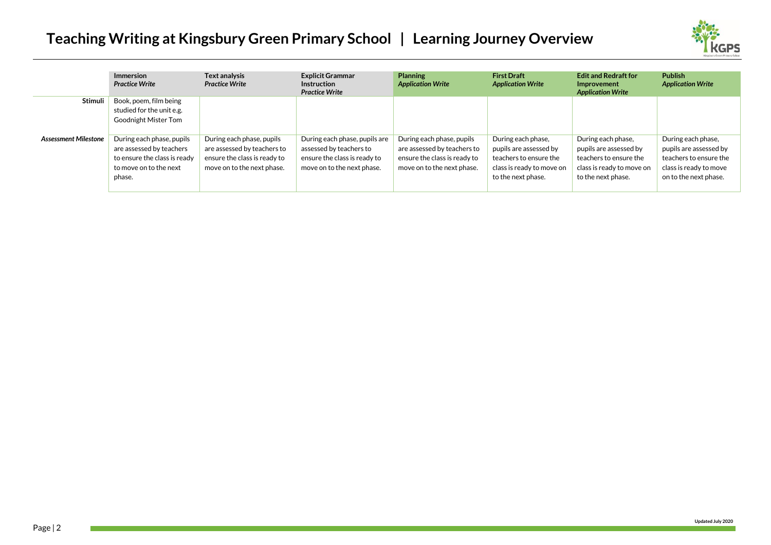# Teaching Writing at Kingsbury Green Primary School | Learning Journey Overview

| | **Immersion** *Practice Write* | **Text analysis** *Practice Write* | **Explicit Grammar Instruction** *Practice Write* | **Planning** *Application Write* | **First Draft** *Application Write* | **Edit and Redraft for Improvement** *Application Write* | **Publish** *Application Write* |
|---|---|---|---|---|---|---|---|
| **Stimuli** | Book, poem, film being studied for the unit e.g. Goodnight Mister Tom | | | | | | |
| ***Assessment Milestone*** | During each phase, pupils are assessed by teachers to ensure the class is ready to move on to the next phase. | During each phase, pupils are assessed by teachers to ensure the class is ready to move on to the next phase. | During each phase, pupils are assessed by teachers to ensure the class is ready to move on to the next phase. | During each phase, pupils are assessed by teachers to ensure the class is ready to move on to the next phase. | During each phase, pupils are assessed by teachers to ensure the class is ready to move on to the next phase. | During each phase, pupils are assessed by teachers to ensure the class is ready to move on to the next phase. | During each phase, pupils are assessed by teachers to ensure the class is ready to move on to the next phase. |

**Updated July 2020**